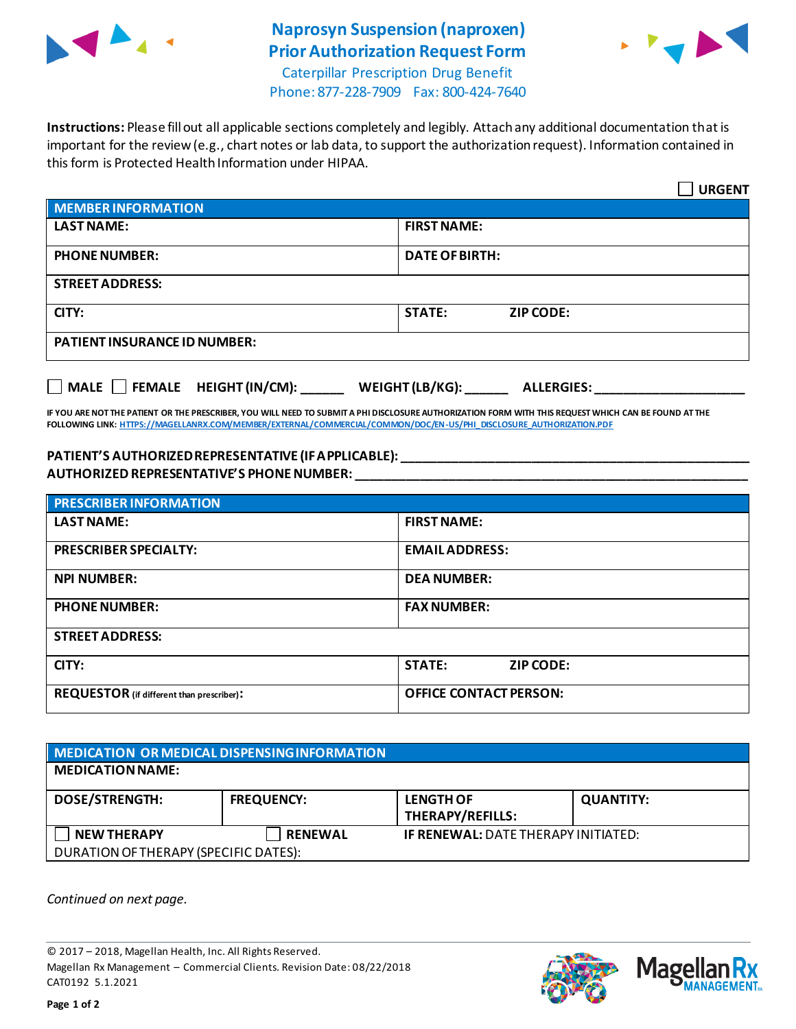# Naprosyn Suspension (naproxen) Prior Authorization Request Form

Caterpillar Prescription Drug Benefit
Phone: 877-228-7909 Fax: 800-424-7640

**Instructions:** Please fill out all applicable sections completely and legibly. Attach any additional documentation that is important for the review (e.g., chart notes or lab data, to support the authorization request). Information contained in this form is Protected Health Information under HIPAA.

☐ **URGENT**

| **MEMBER INFORMATION** | |
|---|---|
| **LAST NAME:** | **FIRST NAME:** |
| **PHONE NUMBER:** | **DATE OF BIRTH:** |
| **STREET ADDRESS:** | |
| **CITY:** | **STATE:** **ZIP CODE:** |
| **PATIENT INSURANCE ID NUMBER:** | |

☐ **MALE** ☐ **FEMALE** **HEIGHT (IN/CM):** ______ **WEIGHT (LB/KG):** ______ **ALLERGIES:** ____________________

**IF YOU ARE NOT THE PATIENT OR THE PRESCRIBER, YOU WILL NEED TO SUBMIT A PHI DISCLOSURE AUTHORIZATION FORM WITH THIS REQUEST WHICH CAN BE FOUND AT THE FOLLOWING LINK:** HTTPS://MAGELLANRX.COM/MEMBER/EXTERNAL/COMMERCIAL/COMMON/DOC/EN-US/PHI_DISCLOSURE_AUTHORIZATION.PDF

**PATIENT'S AUTHORIZED REPRESENTATIVE (IF APPLICABLE):** ____________________________________________

**AUTHORIZED REPRESENTATIVE'S PHONE NUMBER:** ____________________________________________

| **PRESCRIBER INFORMATION** | |
|---|---|
| **LAST NAME:** | **FIRST NAME:** |
| **PRESCRIBER SPECIALTY:** | **EMAIL ADDRESS:** |
| **NPI NUMBER:** | **DEA NUMBER:** |
| **PHONE NUMBER:** | **FAX NUMBER:** |
| **STREET ADDRESS:** | |
| **CITY:** | **STATE:** **ZIP CODE:** |
| **REQUESTOR** (if different than prescriber)**:** | **OFFICE CONTACT PERSON:** |

| **MEDICATION OR MEDICAL DISPENSING INFORMATION** | | | |
|---|---|---|---|
| **MEDICATION NAME:** | | | |
| **DOSE/STRENGTH:** | **FREQUENCY:** | **LENGTH OF THERAPY/REFILLS:** | **QUANTITY:** |
| ☐ **NEW THERAPY** | ☐ **RENEWAL** | **IF RENEWAL:** DATE THERAPY INITIATED: | |
| DURATION OF THERAPY (SPECIFIC DATES): | | | |

*Continued on next page.*

© 2017 – 2018, Magellan Health, Inc. All Rights Reserved.
Magellan Rx Management – Commercial Clients. Revision Date: 08/22/2018
CAT0192 5.1.2021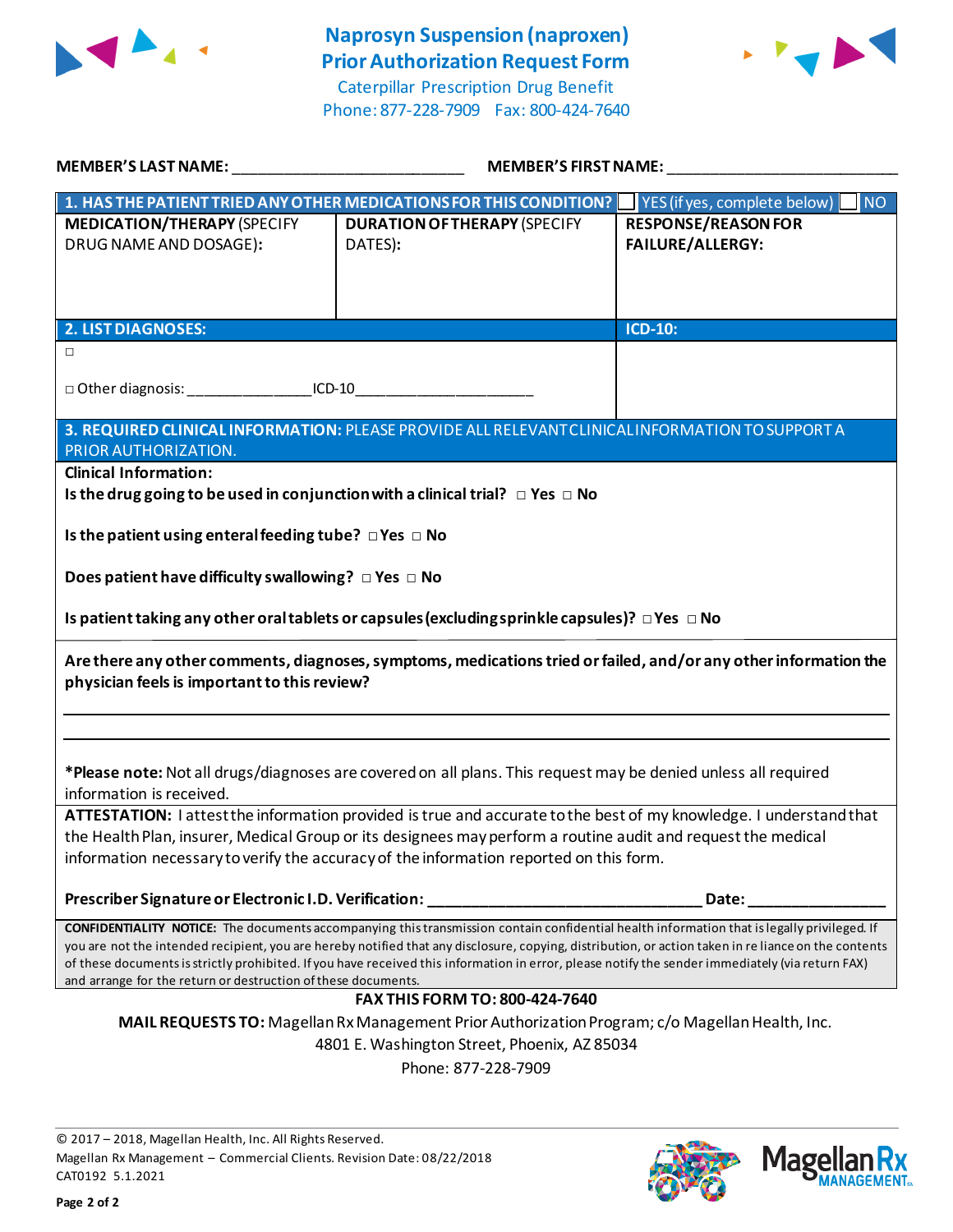# Naprosyn Suspension (naproxen) Prior Authorization Request Form

Caterpillar Prescription Drug Benefit
Phone: 877-228-7909 Fax: 800-424-7640

**MEMBER'S LAST NAME:** ___________________________ **MEMBER'S FIRST NAME:** ___________________________

| **1. HAS THE PATIENT TRIED ANY OTHER MEDICATIONS FOR THIS CONDITION?** | ☐ YES (if yes, complete below) | ☐ NO |
|---|---|---|
| **MEDICATION/THERAPY** (SPECIFY DRUG NAME AND DOSAGE): | **DURATION OF THERAPY** (SPECIFY DATES): | **RESPONSE/REASON FOR FAILURE/ALLERGY:** |
| | | |

| **2. LIST DIAGNOSES:** | **ICD-10:** |
|---|---|
| □<br><br>□ Other diagnosis: _______________ICD-10_____________________ | |

**3. REQUIRED CLINICAL INFORMATION:** PLEASE PROVIDE ALL RELEVANT CLINICAL INFORMATION TO SUPPORT A PRIOR AUTHORIZATION.

**Clinical Information:**

**Is the drug going to be used in conjunction with a clinical trial?** □ **Yes** □ **No**

**Is the patient using enteral feeding tube?** □ **Yes** □ **No**

**Does patient have difficulty swallowing?** □ **Yes** □ **No**

**Is patient taking any other oral tablets or capsules (excluding sprinkle capsules)?** □ **Yes** □ **No**

**Are there any other comments, diagnoses, symptoms, medications tried or failed, and/or any other information the physician feels is important to this review?**

___________________________________________________________________________

___________________________________________________________________________

***Please note:** Not all drugs/diagnoses are covered on all plans. This request may be denied unless all required information is received.

**ATTESTATION:** I attest the information provided is true and accurate to the best of my knowledge. I understand that the Health Plan, insurer, Medical Group or its designees may perform a routine audit and request the medical information necessary to verify the accuracy of the information reported on this form.

**Prescriber Signature or Electronic I.D. Verification:** ________________________________ **Date:** _______________

**CONFIDENTIALITY NOTICE:** The documents accompanying this transmission contain confidential health information that is legally privileged. If you are not the intended recipient, you are hereby notified that any disclosure, copying, distribution, or action taken in reliance on the contents of these documents is strictly prohibited. If you have received this information in error, please notify the sender immediately (via return FAX) and arrange for the return or destruction of these documents.

**FAX THIS FORM TO: 800-424-7640**

**MAIL REQUESTS TO:** Magellan Rx Management Prior Authorization Program; c/o Magellan Health, Inc.
4801 E. Washington Street, Phoenix, AZ 85034
Phone: 877-228-7909

© 2017 – 2018, Magellan Health, Inc. All Rights Reserved.
Magellan Rx Management – Commercial Clients. Revision Date: 08/22/2018
CAT0192 5.1.2021